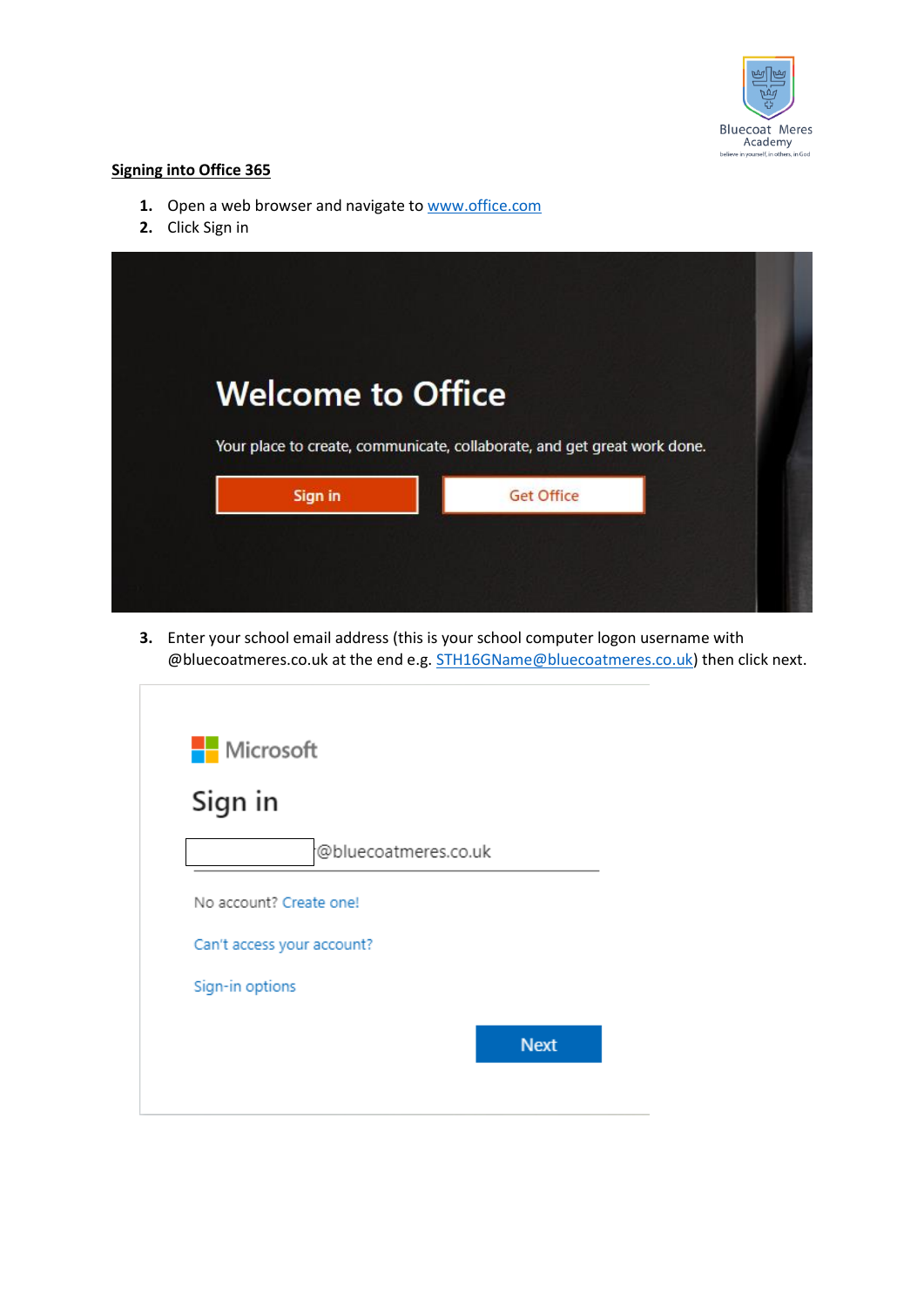**Signing into Office 365**

1. Open a web browser and navigate to [www.office.com](http://www.office.com)
2. Click Sign in
3. Enter your school email address (this is your school computer logon username with @bluecoatmeres.co.uk at the end e.g. [STH16GName@bluecoatmeres.co.uk](mailto:STH16GName@bluecoatmeres.co.uk)) then click next.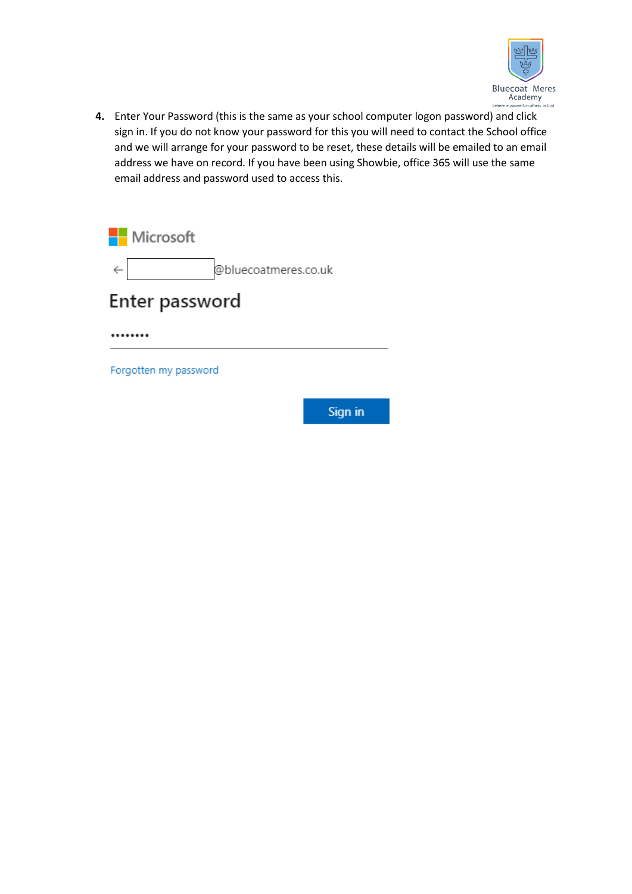4. Enter Your Password (this is the same as your school computer logon password) and click sign in. If you do not know your password for this you will need to contact the School office and we will arrange for your password to be reset, these details will be emailed to an email address we have on record. If you have been using Showbie, office 365 will use the same email address and password used to access this.

Microsoft

← @bluecoatmeres.co.uk

Enter password

••••••••

Forgotten my password

Sign in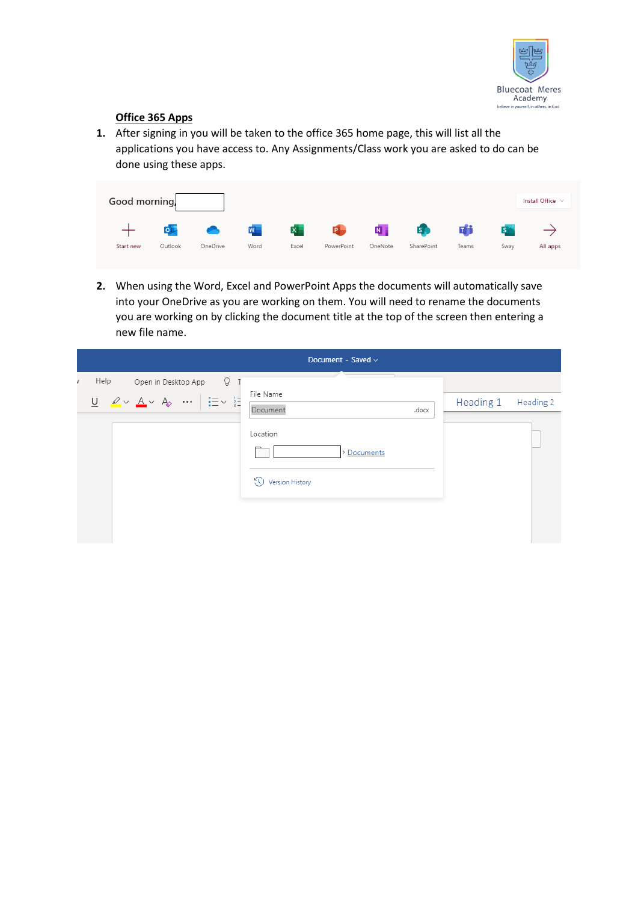**Office 365 Apps**

1. After signing in you will be taken to the office 365 home page, this will list all the applications you have access to. Any Assignments/Class work you are asked to do can be done using these apps.

2. When using the Word, Excel and PowerPoint Apps the documents will automatically save into your OneDrive as you are working on them. You will need to rename the documents you are working on by clicking the document title at the top of the screen then entering a new file name.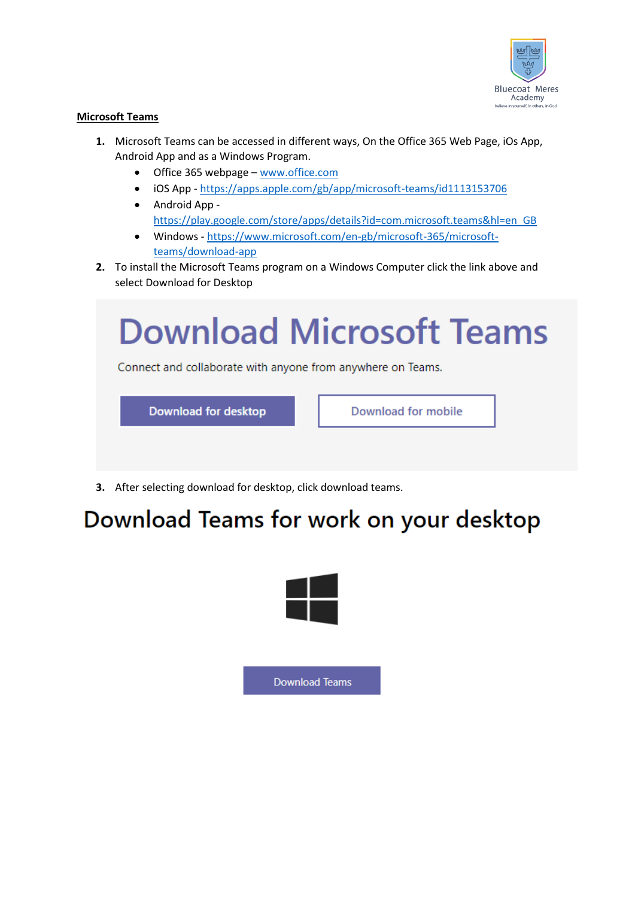**Microsoft Teams**

1. Microsoft Teams can be accessed in different ways, On the Office 365 Web Page, iOs App, Android App and as a Windows Program.
   - Office 365 webpage – www.office.com
   - iOS App - https://apps.apple.com/gb/app/microsoft-teams/id1113153706
   - Android App - https://play.google.com/store/apps/details?id=com.microsoft.teams&hl=en_GB
   - Windows - https://www.microsoft.com/en-gb/microsoft-365/microsoft-teams/download-app
2. To install the Microsoft Teams program on a Windows Computer click the link above and select Download for Desktop

Download Microsoft Teams

Connect and collaborate with anyone from anywhere on Teams.

Download for desktop | Download for mobile

3. After selecting download for desktop, click download teams.

Download Teams for work on your desktop

Download Teams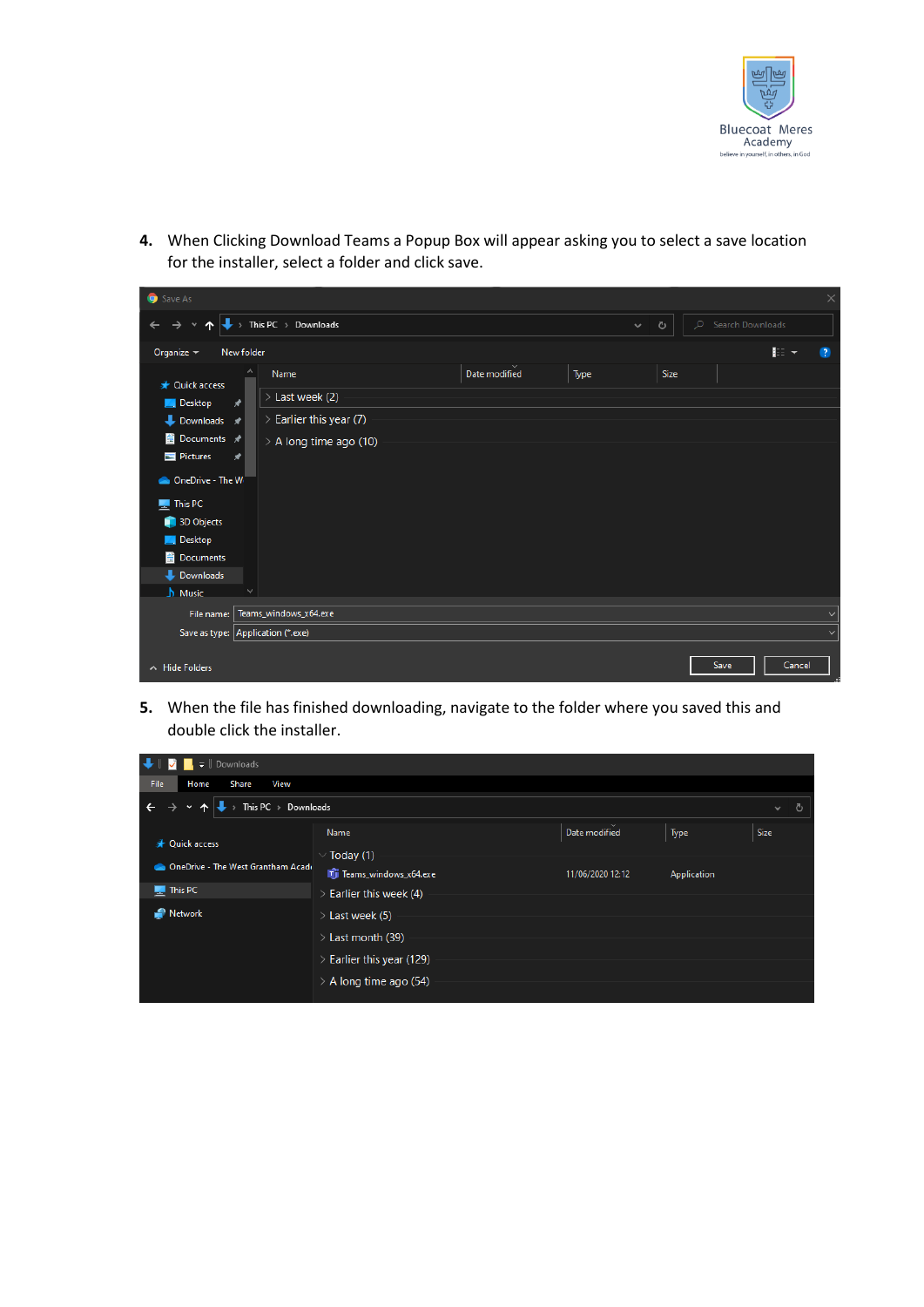4. When Clicking Download Teams a Popup Box will appear asking you to select a save location for the installer, select a folder and click save.

5. When the file has finished downloading, navigate to the folder where you saved this and double click the installer.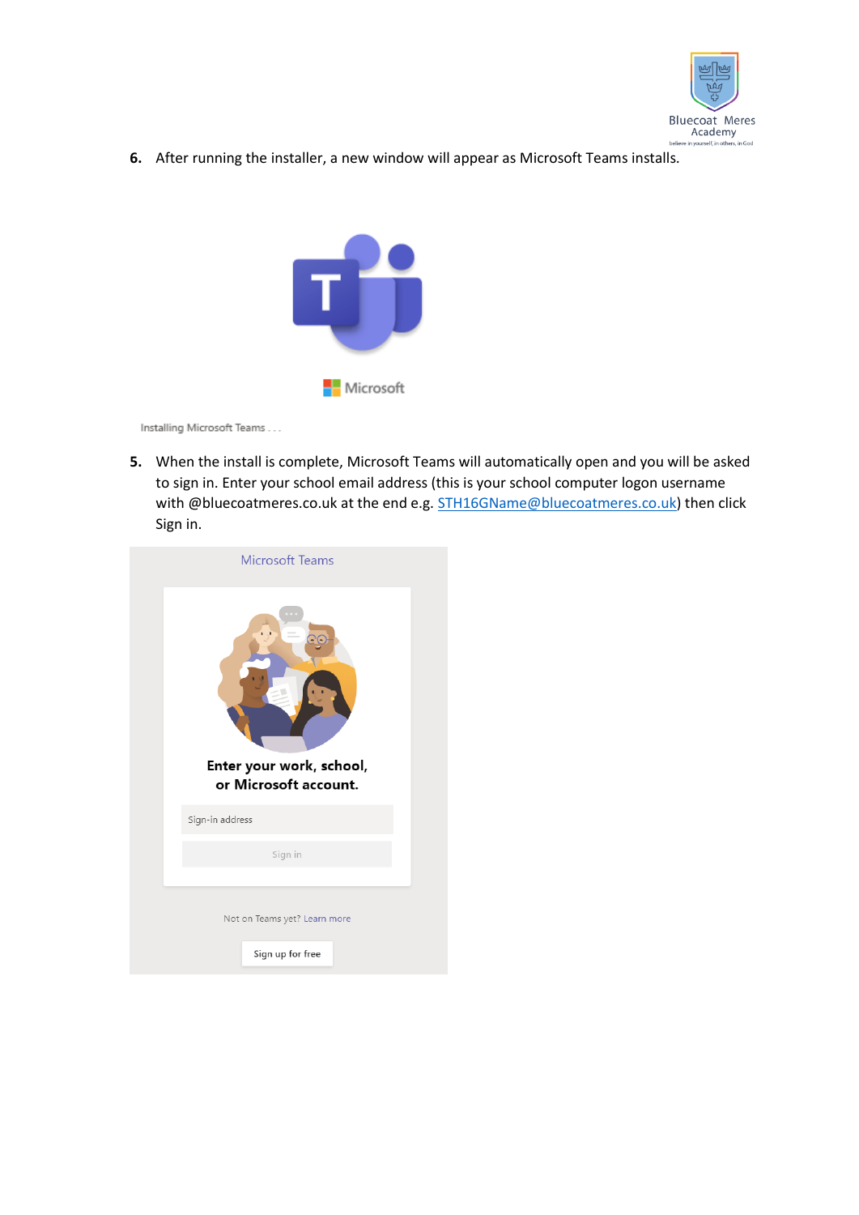6. After running the installer, a new window will appear as Microsoft Teams installs.

5. When the install is complete, Microsoft Teams will automatically open and you will be asked to sign in. Enter your school email address (this is your school computer logon username with @bluecoatmeres.co.uk at the end e.g. STH16GName@bluecoatmeres.co.uk) then click Sign in.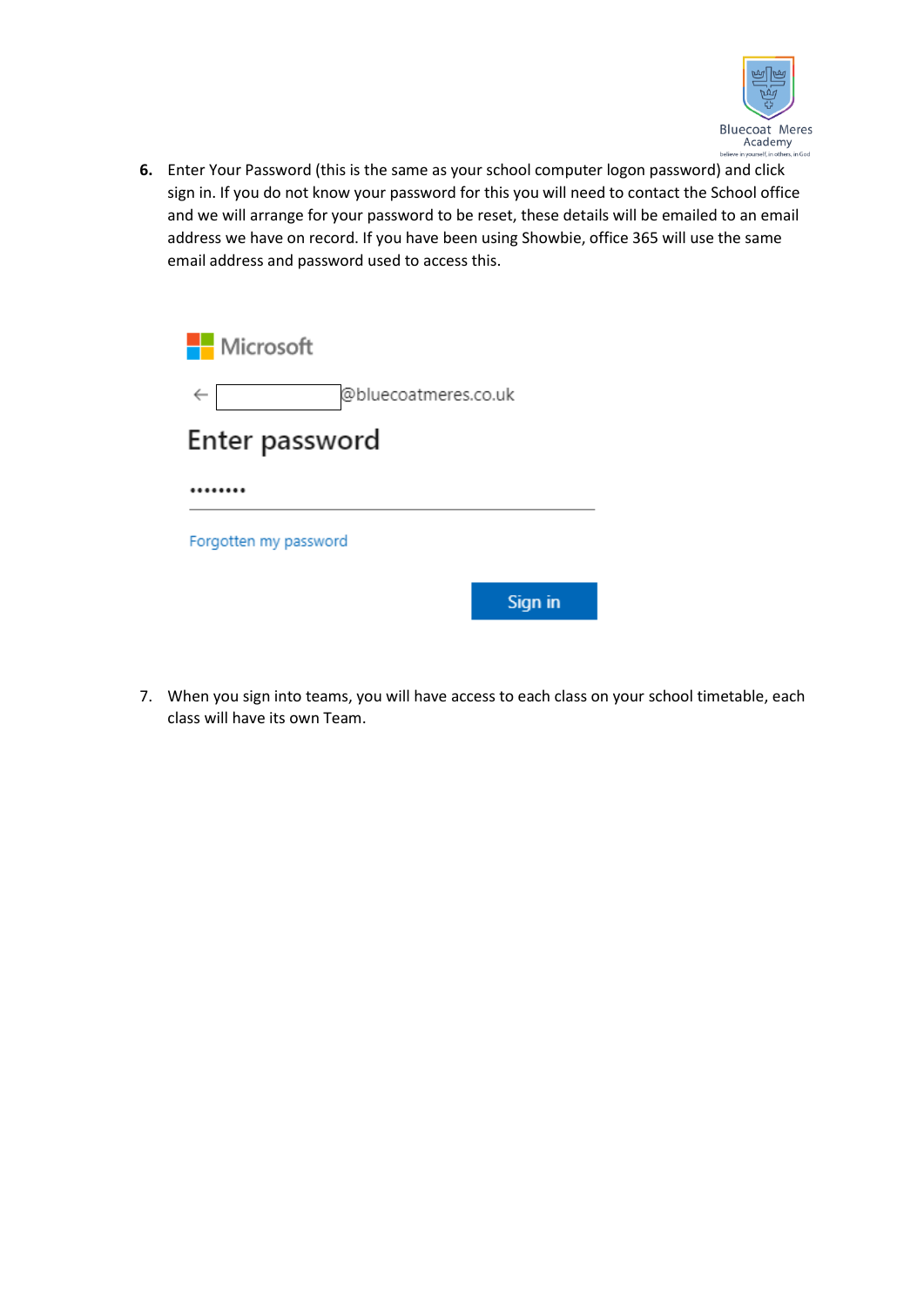6. Enter Your Password (this is the same as your school computer logon password) and click sign in. If you do not know your password for this you will need to contact the School office and we will arrange for your password to be reset, these details will be emailed to an email address we have on record. If you have been using Showbie, office 365 will use the same email address and password used to access this.

Microsoft

← @bluecoatmeres.co.uk

Enter password

••••••••

Forgotten my password

Sign in

7. When you sign into teams, you will have access to each class on your school timetable, each class will have its own Team.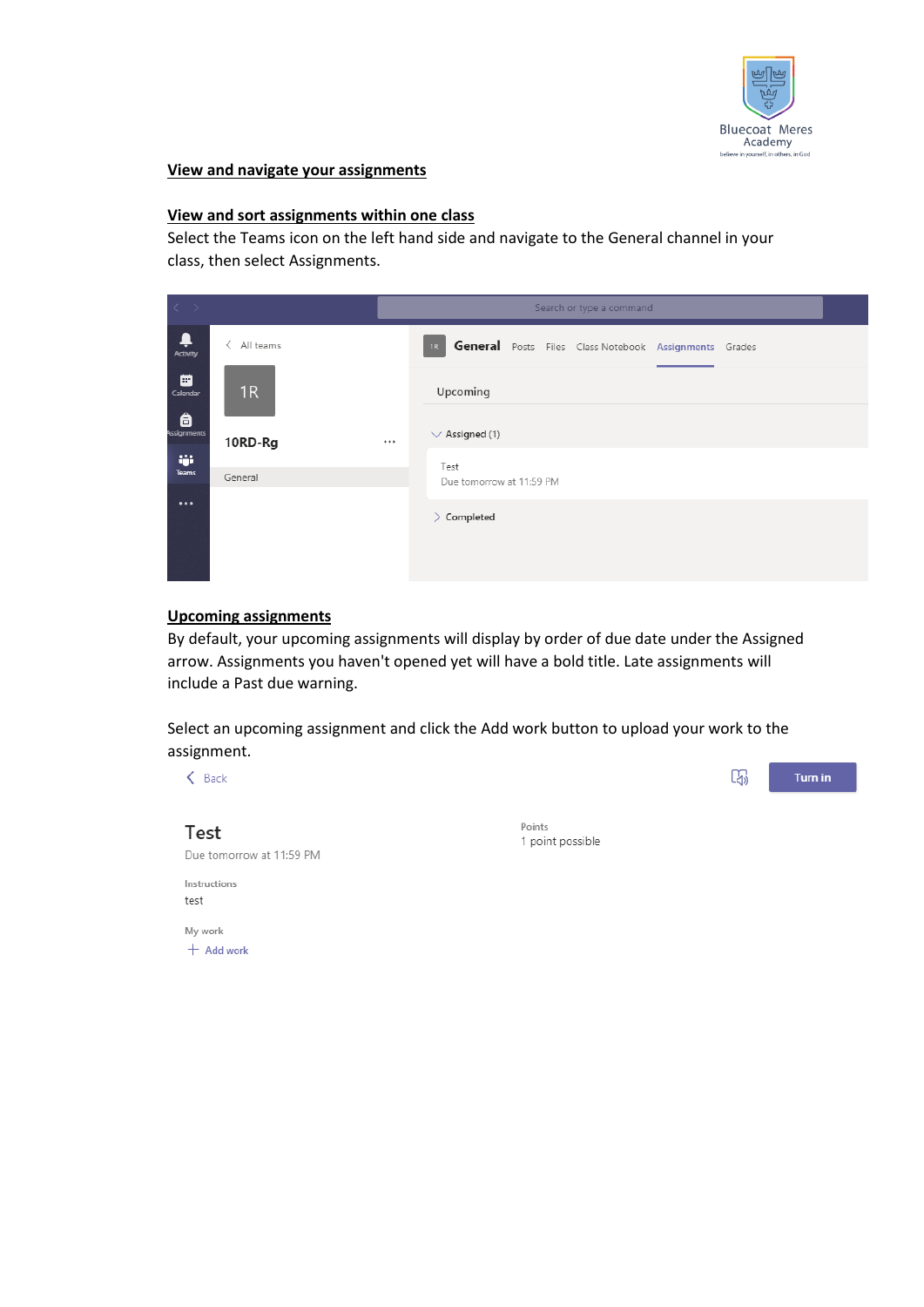**View and navigate your assignments**

**View and sort assignments within one class**

Select the Teams icon on the left hand side and navigate to the General channel in your class, then select Assignments.

**Upcoming assignments**

By default, your upcoming assignments will display by order of due date under the Assigned arrow. Assignments you haven't opened yet will have a bold title. Late assignments will include a Past due warning.

Select an upcoming assignment and click the Add work button to upload your work to the assignment.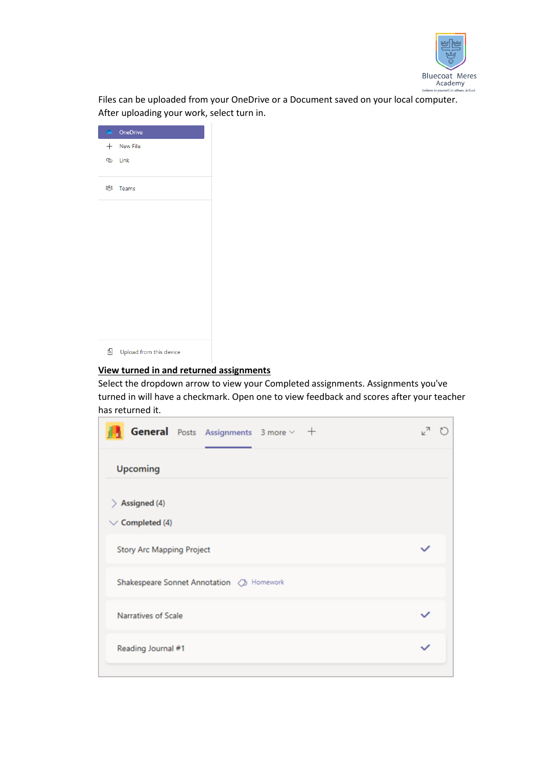Files can be uploaded from your OneDrive or a Document saved on your local computer. After uploading your work, select turn in.

OneDrive
New File
Link
Teams
Upload from this device

**View turned in and returned assignments**

Select the dropdown arrow to view your Completed assignments. Assignments you've turned in will have a checkmark. Open one to view feedback and scores after your teacher has returned it.

General Posts Assignments 3 more

Upcoming

Assigned (4)

Completed (4)

Story Arc Mapping Project

Shakespeare Sonnet Annotation Homework

Narratives of Scale

Reading Journal #1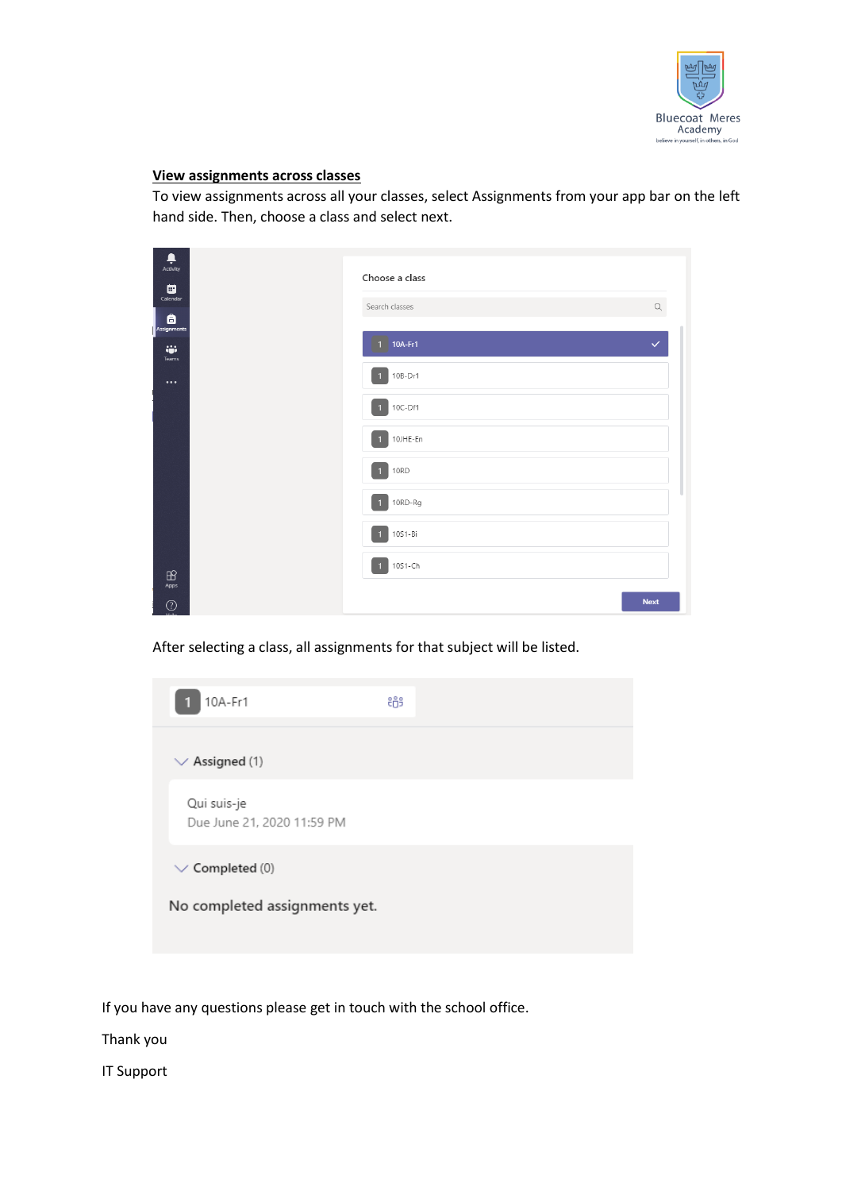## View assignments across classes

To view assignments across all your classes, select Assignments from your app bar on the left hand side. Then, choose a class and select next.

After selecting a class, all assignments for that subject will be listed.

If you have any questions please get in touch with the school office.

Thank you

IT Support